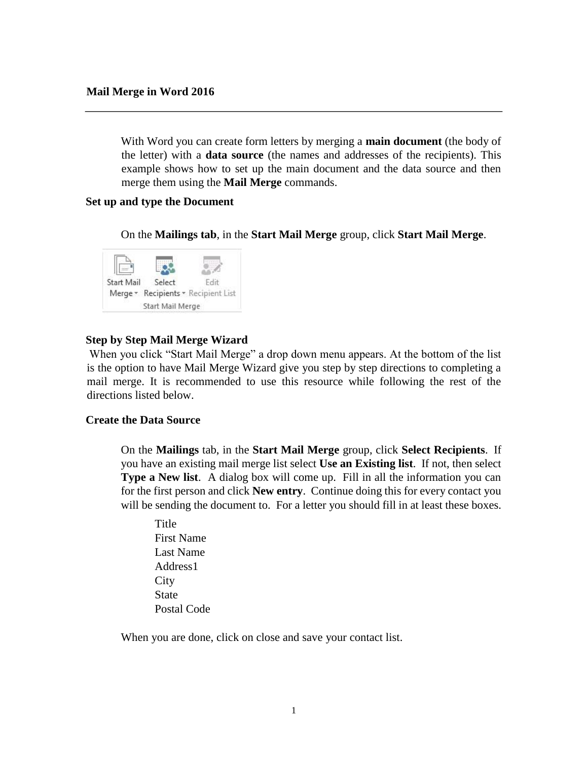# Mail Merge in Word 2016

With Word you can create form letters by merging a **main document** (the body of the letter) with a **data source** (the names and addresses of the recipients). This example shows how to set up the main document and the data source and then merge them using the **Mail Merge** commands.

## Set up and type the Document

On the **Mailings tab**, in the **Start Mail Merge** group, click **Start Mail Merge**.

## Step by Step Mail Merge Wizard

When you click "Start Mail Merge" a drop down menu appears. At the bottom of the list is the option to have Mail Merge Wizard give you step by step directions to completing a mail merge. It is recommended to use this resource while following the rest of the directions listed below.

## Create the Data Source

On the **Mailings** tab, in the **Start Mail Merge** group, click **Select Recipients**. If you have an existing mail merge list select **Use an Existing list**. If not, then select **Type a New list**. A dialog box will come up. Fill in all the information you can for the first person and click **New entry**. Continue doing this for every contact you will be sending the document to. For a letter you should fill in at least these boxes.

Title
First Name
Last Name
Address1
City
State
Postal Code

When you are done, click on close and save your contact list.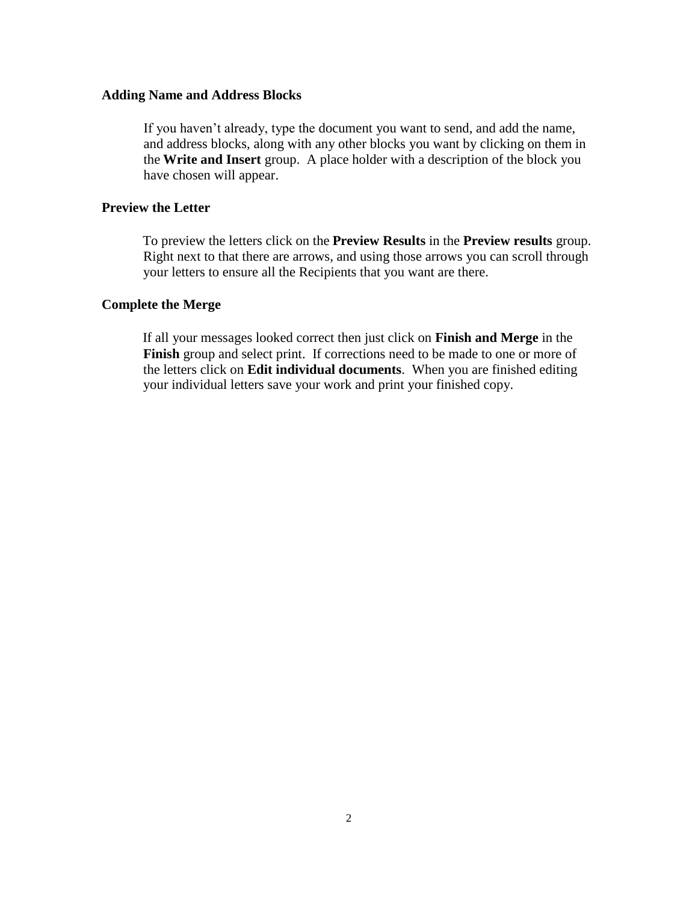### Adding Name and Address Blocks

If you haven't already, type the document you want to send, and add the name, and address blocks, along with any other blocks you want by clicking on them in the **Write and Insert** group. A place holder with a description of the block you have chosen will appear.

### Preview the Letter

To preview the letters click on the **Preview Results** in the **Preview results** group. Right next to that there are arrows, and using those arrows you can scroll through your letters to ensure all the Recipients that you want are there.

### Complete the Merge

If all your messages looked correct then just click on **Finish and Merge** in the **Finish** group and select print. If corrections need to be made to one or more of the letters click on **Edit individual documents**. When you are finished editing your individual letters save your work and print your finished copy.